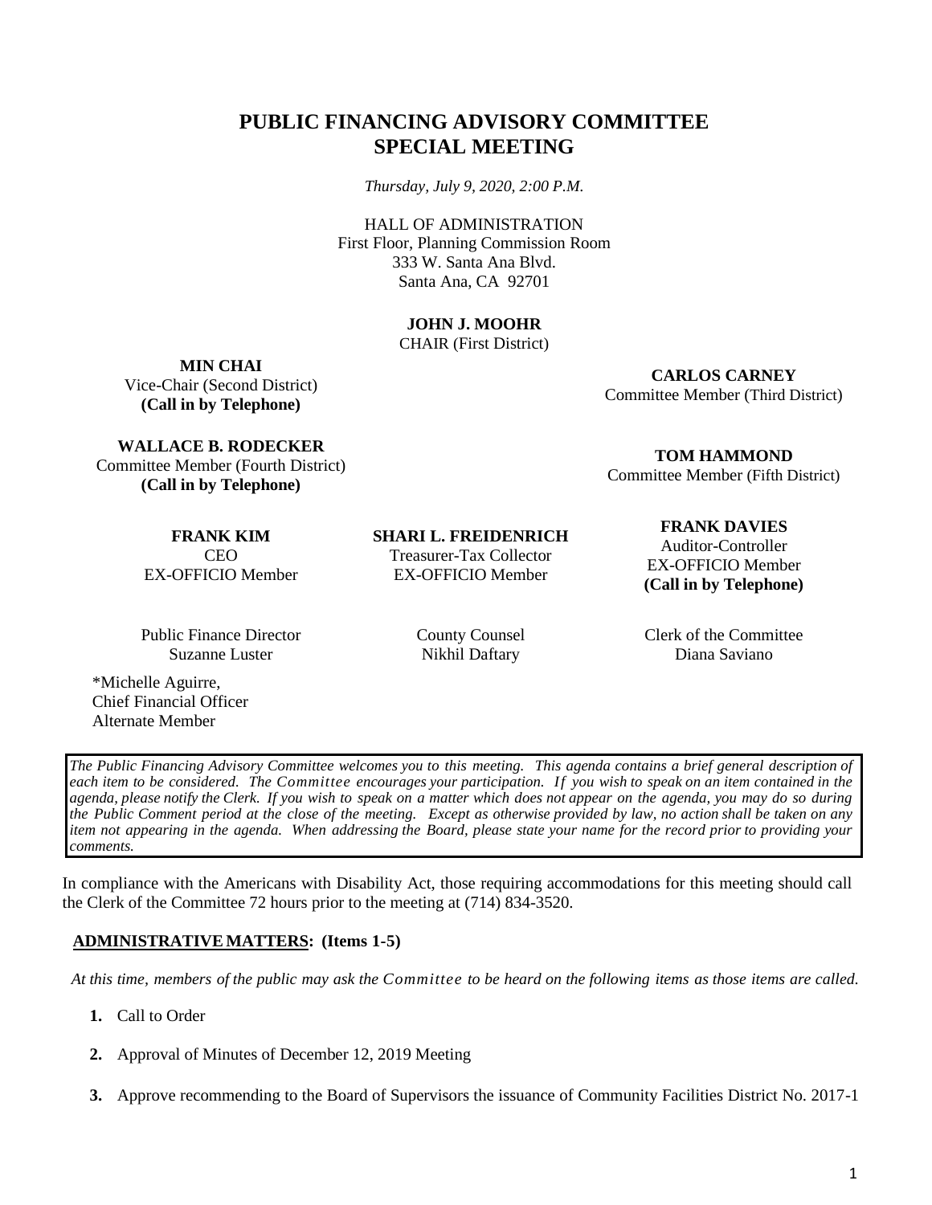# PUBLIC FINANCING ADVISORY COMMITTEE
# SPECIAL MEETING

*Thursday, July 9, 2020, 2:00 P.M.*

HALL OF ADMINISTRATION
First Floor, Planning Commission Room
333 W. Santa Ana Blvd.
Santa Ana, CA 92701

**JOHN J. MOOHR**
CHAIR (First District)

**MIN CHAI**
Vice-Chair (Second District)
**(Call in by Telephone)**

**CARLOS CARNEY**
Committee Member (Third District)

**WALLACE B. RODECKER**
Committee Member (Fourth District)
**(Call in by Telephone)**

**TOM HAMMOND**
Committee Member (Fifth District)

**FRANK KIM**
CEO
EX-OFFICIO Member

**SHARI L. FREIDENRICH**
Treasurer-Tax Collector
EX-OFFICIO Member

**FRANK DAVIES**
Auditor-Controller
EX-OFFICIO Member
**(Call in by Telephone)**

Public Finance Director
Suzanne Luster

County Counsel
Nikhil Daftary

Clerk of the Committee
Diana Saviano

*Michelle Aguirre,
Chief Financial Officer
Alternate Member

*The Public Financing Advisory Committee welcomes you to this meeting. This agenda contains a brief general description of each item to be considered. The Committee encourages your participation. If you wish to speak on an item contained in the agenda, please notify the Clerk. If you wish to speak on a matter which does not appear on the agenda, you may do so during the Public Comment period at the close of the meeting. Except as otherwise provided by law, no action shall be taken on any item not appearing in the agenda. When addressing the Board, please state your name for the record prior to providing your comments.*

In compliance with the Americans with Disability Act, those requiring accommodations for this meeting should call the Clerk of the Committee 72 hours prior to the meeting at (714) 834-3520.

**ADMINISTRATIVE MATTERS: (Items 1-5)**

*At this time, members of the public may ask the Committee to be heard on the following items as those items are called.*

1. Call to Order

2. Approval of Minutes of December 12, 2019 Meeting

3. Approve recommending to the Board of Supervisors the issuance of Community Facilities District No. 2017-1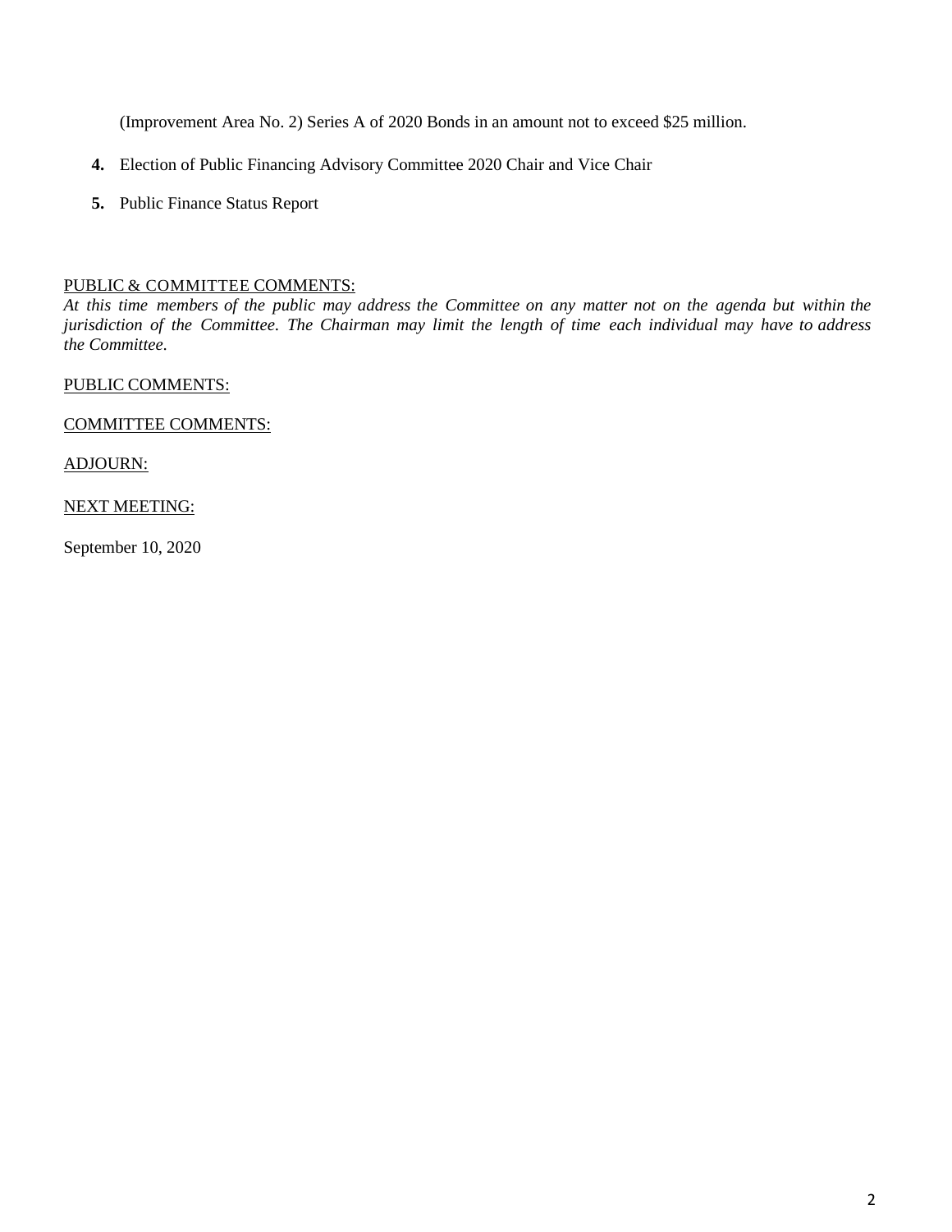(Improvement Area No. 2) Series A of 2020 Bonds in an amount not to exceed $25 million.

4. Election of Public Financing Advisory Committee 2020 Chair and Vice Chair

5. Public Finance Status Report

PUBLIC & COMMITTEE COMMENTS:

*At this time members of the public may address the Committee on any matter not on the agenda but within the jurisdiction of the Committee. The Chairman may limit the length of time each individual may have to address the Committee.*

PUBLIC COMMENTS:

COMMITTEE COMMENTS:

ADJOURN:

NEXT MEETING:

September 10, 2020